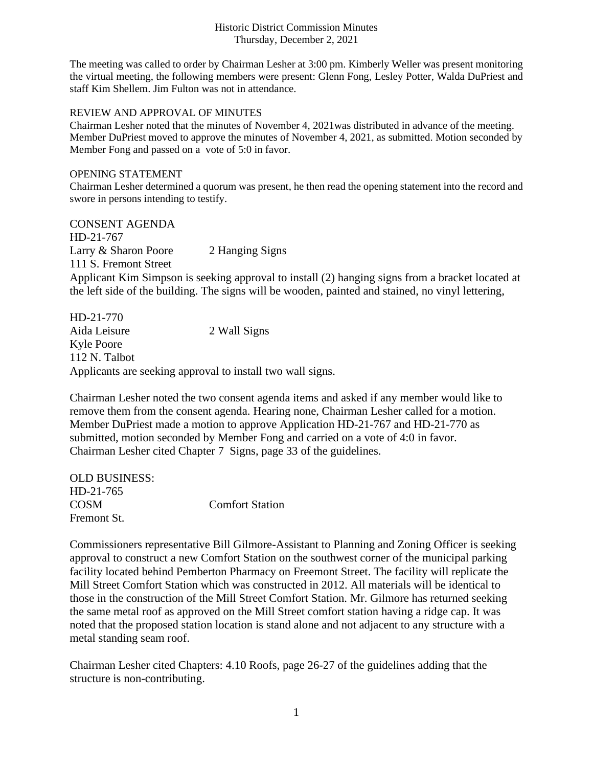Historic District Commission Minutes
Thursday, December 2, 2021

The meeting was called to order by Chairman Lesher at 3:00 pm. Kimberly Weller was present monitoring the virtual meeting, the following members were present: Glenn Fong, Lesley Potter, Walda DuPriest and staff Kim Shellem. Jim Fulton was not in attendance.

REVIEW AND APPROVAL OF MINUTES
Chairman Lesher noted that the minutes of November 4, 2021was distributed in advance of the meeting. Member DuPriest moved to approve the minutes of November 4, 2021, as submitted. Motion seconded by Member Fong and passed on a vote of 5:0 in favor.

OPENING STATEMENT
Chairman Lesher determined a quorum was present, he then read the opening statement into the record and swore in persons intending to testify.

CONSENT AGENDA
HD-21-767
Larry & Sharon Poore 2 Hanging Signs
111 S. Fremont Street
Applicant Kim Simpson is seeking approval to install (2) hanging signs from a bracket located at the left side of the building. The signs will be wooden, painted and stained, no vinyl lettering,

HD-21-770
Aida Leisure 2 Wall Signs
Kyle Poore
112 N. Talbot
Applicants are seeking approval to install two wall signs.

Chairman Lesher noted the two consent agenda items and asked if any member would like to remove them from the consent agenda. Hearing none, Chairman Lesher called for a motion. Member DuPriest made a motion to approve Application HD-21-767 and HD-21-770 as submitted, motion seconded by Member Fong and carried on a vote of 4:0 in favor. Chairman Lesher cited Chapter 7 Signs, page 33 of the guidelines.

OLD BUSINESS:
HD-21-765
COSM Comfort Station
Fremont St.

Commissioners representative Bill Gilmore-Assistant to Planning and Zoning Officer is seeking approval to construct a new Comfort Station on the southwest corner of the municipal parking facility located behind Pemberton Pharmacy on Freemont Street. The facility will replicate the Mill Street Comfort Station which was constructed in 2012. All materials will be identical to those in the construction of the Mill Street Comfort Station. Mr. Gilmore has returned seeking the same metal roof as approved on the Mill Street comfort station having a ridge cap. It was noted that the proposed station location is stand alone and not adjacent to any structure with a metal standing seam roof.

Chairman Lesher cited Chapters: 4.10 Roofs, page 26-27 of the guidelines adding that the structure is non-contributing.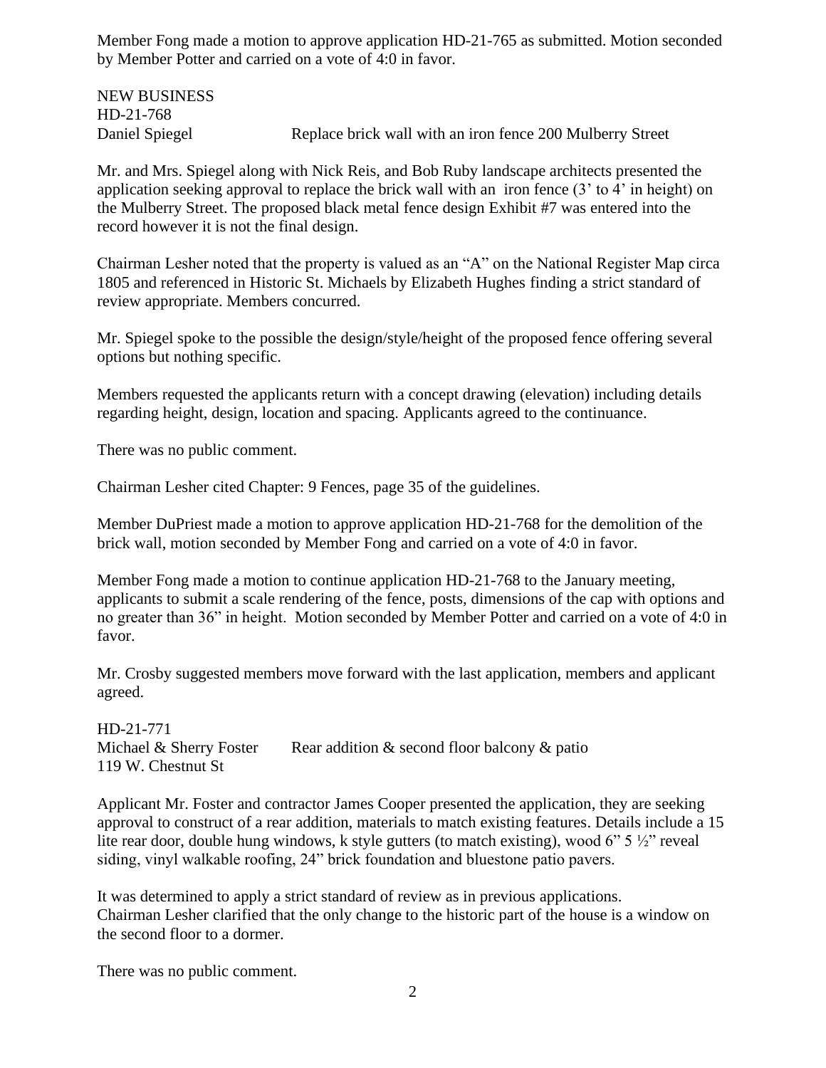Member Fong made a motion to approve application HD-21-765 as submitted. Motion seconded by Member Potter and carried on a vote of 4:0 in favor.

NEW BUSINESS
HD-21-768
Daniel Spiegel Replace brick wall with an iron fence 200 Mulberry Street

Mr. and Mrs. Spiegel along with Nick Reis, and Bob Ruby landscape architects presented the application seeking approval to replace the brick wall with an iron fence (3' to 4' in height) on the Mulberry Street. The proposed black metal fence design Exhibit #7 was entered into the record however it is not the final design.

Chairman Lesher noted that the property is valued as an "A" on the National Register Map circa 1805 and referenced in Historic St. Michaels by Elizabeth Hughes finding a strict standard of review appropriate. Members concurred.

Mr. Spiegel spoke to the possible the design/style/height of the proposed fence offering several options but nothing specific.

Members requested the applicants return with a concept drawing (elevation) including details regarding height, design, location and spacing. Applicants agreed to the continuance.

There was no public comment.

Chairman Lesher cited Chapter: 9 Fences, page 35 of the guidelines.

Member DuPriest made a motion to approve application HD-21-768 for the demolition of the brick wall, motion seconded by Member Fong and carried on a vote of 4:0 in favor.

Member Fong made a motion to continue application HD-21-768 to the January meeting, applicants to submit a scale rendering of the fence, posts, dimensions of the cap with options and no greater than 36" in height. Motion seconded by Member Potter and carried on a vote of 4:0 in favor.

Mr. Crosby suggested members move forward with the last application, members and applicant agreed.

HD-21-771
Michael & Sherry Foster Rear addition & second floor balcony & patio
119 W. Chestnut St

Applicant Mr. Foster and contractor James Cooper presented the application, they are seeking approval to construct of a rear addition, materials to match existing features. Details include a 15 lite rear door, double hung windows, k style gutters (to match existing), wood 6" 5 ½" reveal siding, vinyl walkable roofing, 24" brick foundation and bluestone patio pavers.

It was determined to apply a strict standard of review as in previous applications.
Chairman Lesher clarified that the only change to the historic part of the house is a window on the second floor to a dormer.

There was no public comment.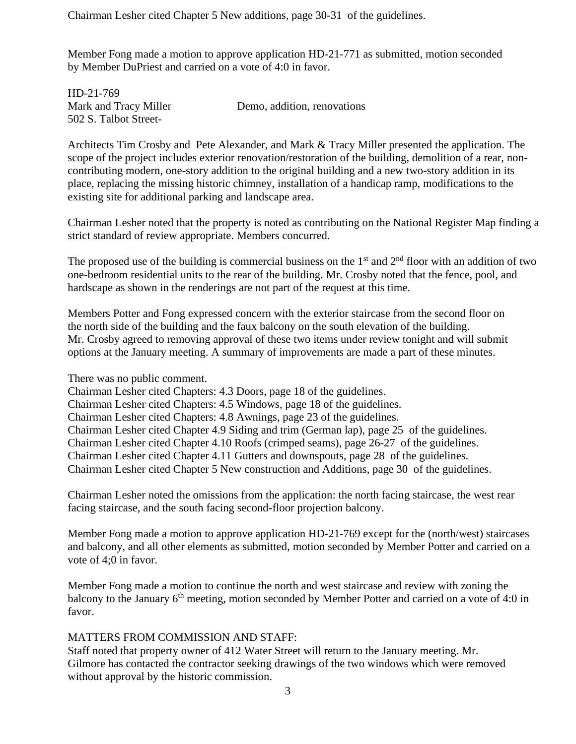Chairman Lesher cited Chapter 5 New additions, page 30-31 of the guidelines.

Member Fong made a motion to approve application HD-21-771 as submitted, motion seconded by Member DuPriest and carried on a vote of 4:0 in favor.

HD-21-769
Mark and Tracy Miller                Demo, addition, renovations
502 S. Talbot Street-

Architects Tim Crosby and Pete Alexander, and Mark & Tracy Miller presented the application. The scope of the project includes exterior renovation/restoration of the building, demolition of a rear, non-contributing modern, one-story addition to the original building and a new two-story addition in its place, replacing the missing historic chimney, installation of a handicap ramp, modifications to the existing site for additional parking and landscape area.

Chairman Lesher noted that the property is noted as contributing on the National Register Map finding a strict standard of review appropriate. Members concurred.

The proposed use of the building is commercial business on the 1st and 2nd floor with an addition of two one-bedroom residential units to the rear of the building. Mr. Crosby noted that the fence, pool, and hardscape as shown in the renderings are not part of the request at this time.

Members Potter and Fong expressed concern with the exterior staircase from the second floor on the north side of the building and the faux balcony on the south elevation of the building. Mr. Crosby agreed to removing approval of these two items under review tonight and will submit options at the January meeting. A summary of improvements are made a part of these minutes.

There was no public comment.
Chairman Lesher cited Chapters: 4.3 Doors, page 18 of the guidelines.
Chairman Lesher cited Chapters: 4.5 Windows, page 18 of the guidelines.
Chairman Lesher cited Chapters: 4.8 Awnings, page 23 of the guidelines.
Chairman Lesher cited Chapter 4.9 Siding and trim (German lap), page 25 of the guidelines.
Chairman Lesher cited Chapter 4.10 Roofs (crimped seams), page 26-27 of the guidelines.
Chairman Lesher cited Chapter 4.11 Gutters and downspouts, page 28 of the guidelines.
Chairman Lesher cited Chapter 5 New construction and Additions, page 30 of the guidelines.

Chairman Lesher noted the omissions from the application: the north facing staircase, the west rear facing staircase, and the south facing second-floor projection balcony.

Member Fong made a motion to approve application HD-21-769 except for the (north/west) staircases and balcony, and all other elements as submitted, motion seconded by Member Potter and carried on a vote of 4;0 in favor.

Member Fong made a motion to continue the north and west staircase and review with zoning the balcony to the January 6th meeting, motion seconded by Member Potter and carried on a vote of 4:0 in favor.

MATTERS FROM COMMISSION AND STAFF:
Staff noted that property owner of 412 Water Street will return to the January meeting. Mr. Gilmore has contacted the contractor seeking drawings of the two windows which were removed without approval by the historic commission.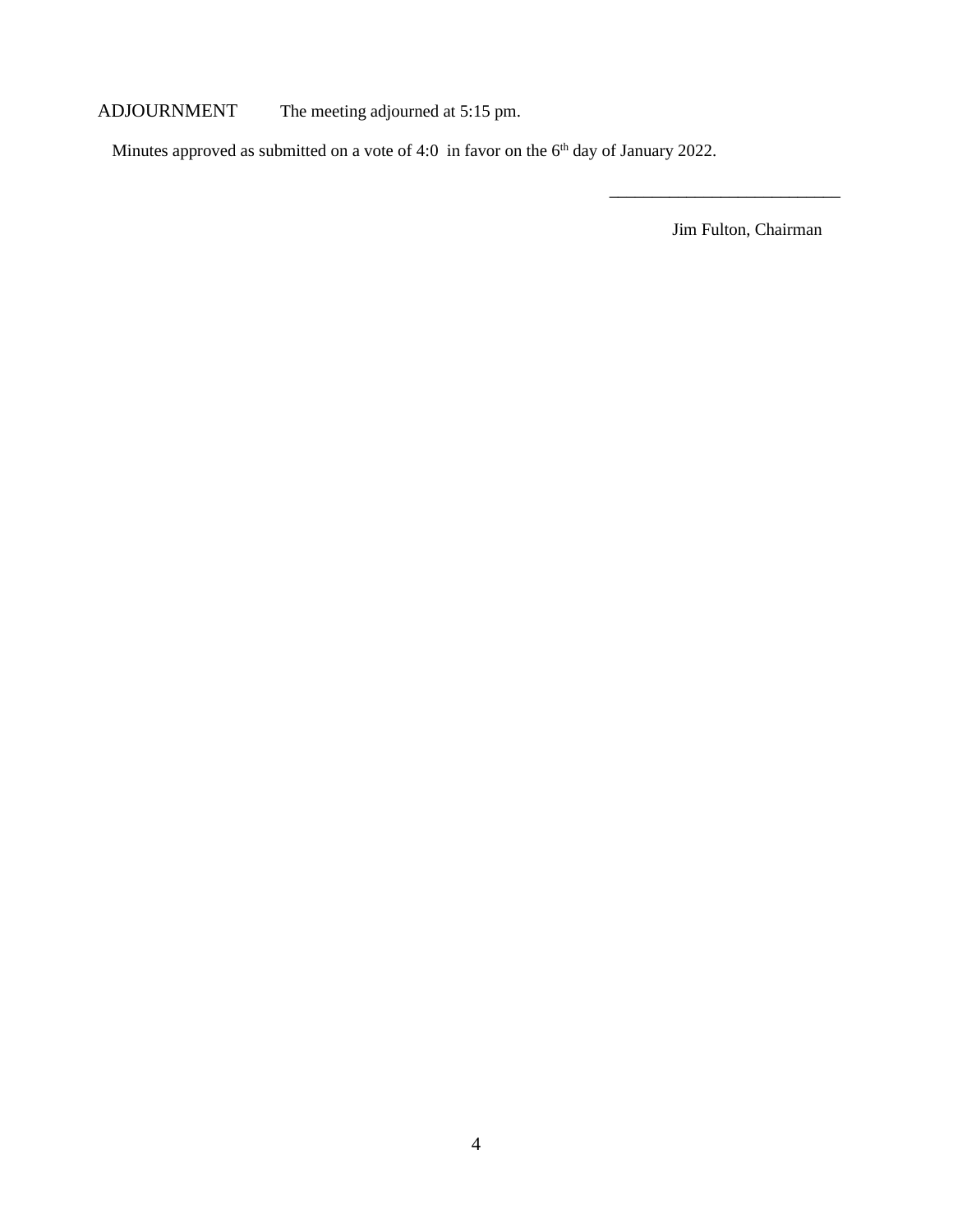ADJOURNMENT The meeting adjourned at 5:15 pm.

Minutes approved as submitted on a vote of 4:0 in favor on the 6th day of January 2022.

\_\_\_\_\_\_\_\_\_\_\_\_\_\_\_\_\_\_\_\_\_\_\_\_\_\_\_\_

Jim Fulton, Chairman